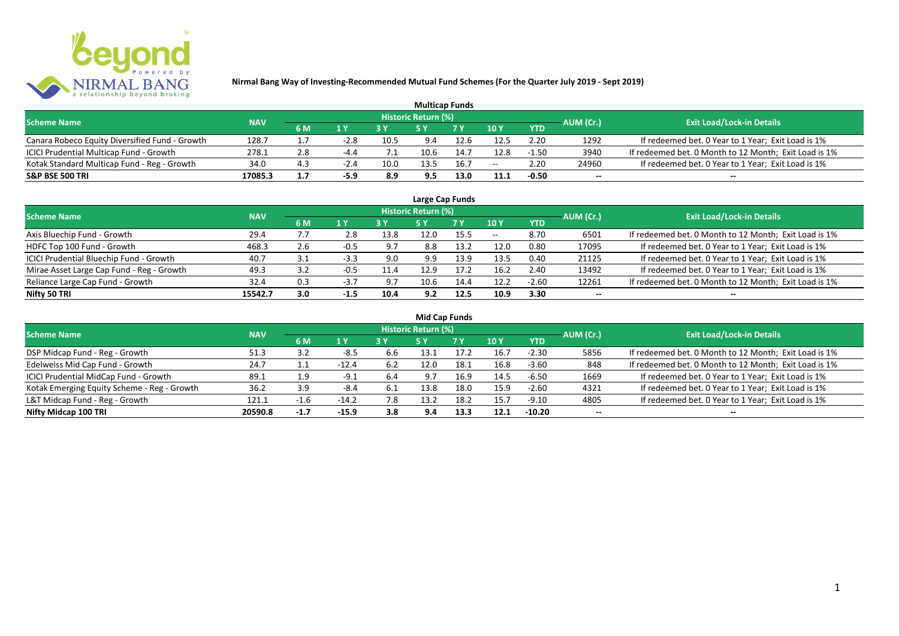## Nirmal Bang Way of Investing-Recommended Mutual Fund Schemes (For the Quarter July 2019 - Sept 2019)

### Multicap Funds

| Scheme Name | NAV | Historic Return (%) | | | | | | | AUM (Cr.) | Exit Load/Lock-in Details |
|---|---|---|---|---|---|---|---|---|---|---|
| | | 6 M | 1 Y | 3 Y | 5 Y | 7 Y | 10 Y | YTD | | |
| Canara Robeco Equity Diversified Fund - Growth | 128.7 | 1.7 | -2.8 | 10.5 | 9.4 | 12.6 | 12.5 | 2.20 | 1292 | If redeemed bet. 0 Year to 1 Year; Exit Load is 1% |
| ICICI Prudential Multicap Fund - Growth | 278.1 | 2.8 | -4.4 | 7.1 | 10.6 | 14.7 | 12.8 | -1.50 | 3940 | If redeemed bet. 0 Month to 12 Month; Exit Load is 1% |
| Kotak Standard Multicap Fund - Reg - Growth | 34.0 | 4.3 | -2.4 | 10.0 | 13.5 | 16.7 | -- | 2.20 | 24960 | If redeemed bet. 0 Year to 1 Year; Exit Load is 1% |
| **S&P BSE 500 TRI** | **17085.3** | **1.7** | **-5.9** | **8.9** | **9.5** | **13.0** | **11.1** | **-0.50** | **--** | **--** |

### Large Cap Funds

| Scheme Name | NAV | Historic Return (%) | | | | | | | AUM (Cr.) | Exit Load/Lock-in Details |
|---|---|---|---|---|---|---|---|---|---|---|
| | | 6 M | 1 Y | 3 Y | 5 Y | 7 Y | 10 Y | YTD | | |
| Axis Bluechip Fund - Growth | 29.4 | 7.7 | 2.8 | 13.8 | 12.0 | 15.5 | -- | 8.70 | 6501 | If redeemed bet. 0 Month to 12 Month; Exit Load is 1% |
| HDFC Top 100 Fund - Growth | 468.3 | 2.6 | -0.5 | 9.7 | 8.8 | 13.2 | 12.0 | 0.80 | 17095 | If redeemed bet. 0 Year to 1 Year; Exit Load is 1% |
| ICICI Prudential Bluechip Fund - Growth | 40.7 | 3.1 | -3.3 | 9.0 | 9.9 | 13.9 | 13.5 | 0.40 | 21125 | If redeemed bet. 0 Year to 1 Year; Exit Load is 1% |
| Mirae Asset Large Cap Fund - Reg - Growth | 49.3 | 3.2 | -0.5 | 11.4 | 12.9 | 17.2 | 16.2 | 2.40 | 13492 | If redeemed bet. 0 Year to 1 Year; Exit Load is 1% |
| Reliance Large Cap Fund - Growth | 32.4 | 0.3 | -3.7 | 9.7 | 10.6 | 14.4 | 12.2 | -2.60 | 12261 | If redeemed bet. 0 Month to 12 Month; Exit Load is 1% |
| **Nifty 50 TRI** | **15542.7** | **3.0** | **-1.5** | **10.4** | **9.2** | **12.5** | **10.9** | **3.30** | **--** | **--** |

### Mid Cap Funds

| Scheme Name | NAV | Historic Return (%) | | | | | | | AUM (Cr.) | Exit Load/Lock-in Details |
|---|---|---|---|---|---|---|---|---|---|---|
| | | 6 M | 1 Y | 3 Y | 5 Y | 7 Y | 10 Y | YTD | | |
| DSP Midcap Fund - Reg - Growth | 51.3 | 3.2 | -8.5 | 6.6 | 13.1 | 17.2 | 16.7 | -2.30 | 5856 | If redeemed bet. 0 Month to 12 Month; Exit Load is 1% |
| Edelweiss Mid Cap Fund - Growth | 24.7 | 1.1 | -12.4 | 6.2 | 12.0 | 18.1 | 16.8 | -3.60 | 848 | If redeemed bet. 0 Month to 12 Month; Exit Load is 1% |
| ICICI Prudential MidCap Fund - Growth | 89.1 | 1.9 | -9.1 | 6.4 | 9.7 | 16.9 | 14.5 | -6.50 | 1669 | If redeemed bet. 0 Year to 1 Year; Exit Load is 1% |
| Kotak Emerging Equity Scheme - Reg - Growth | 36.2 | 3.9 | -8.4 | 6.1 | 13.8 | 18.0 | 15.9 | -2.60 | 4321 | If redeemed bet. 0 Year to 1 Year; Exit Load is 1% |
| L&T Midcap Fund - Reg - Growth | 121.1 | -1.6 | -14.2 | 7.8 | 13.2 | 18.2 | 15.7 | -9.10 | 4805 | If redeemed bet. 0 Year to 1 Year; Exit Load is 1% |
| **Nifty Midcap 100 TRI** | **20590.8** | **-1.7** | **-15.9** | **3.8** | **9.4** | **13.3** | **12.1** | **-10.20** | **--** | **--** |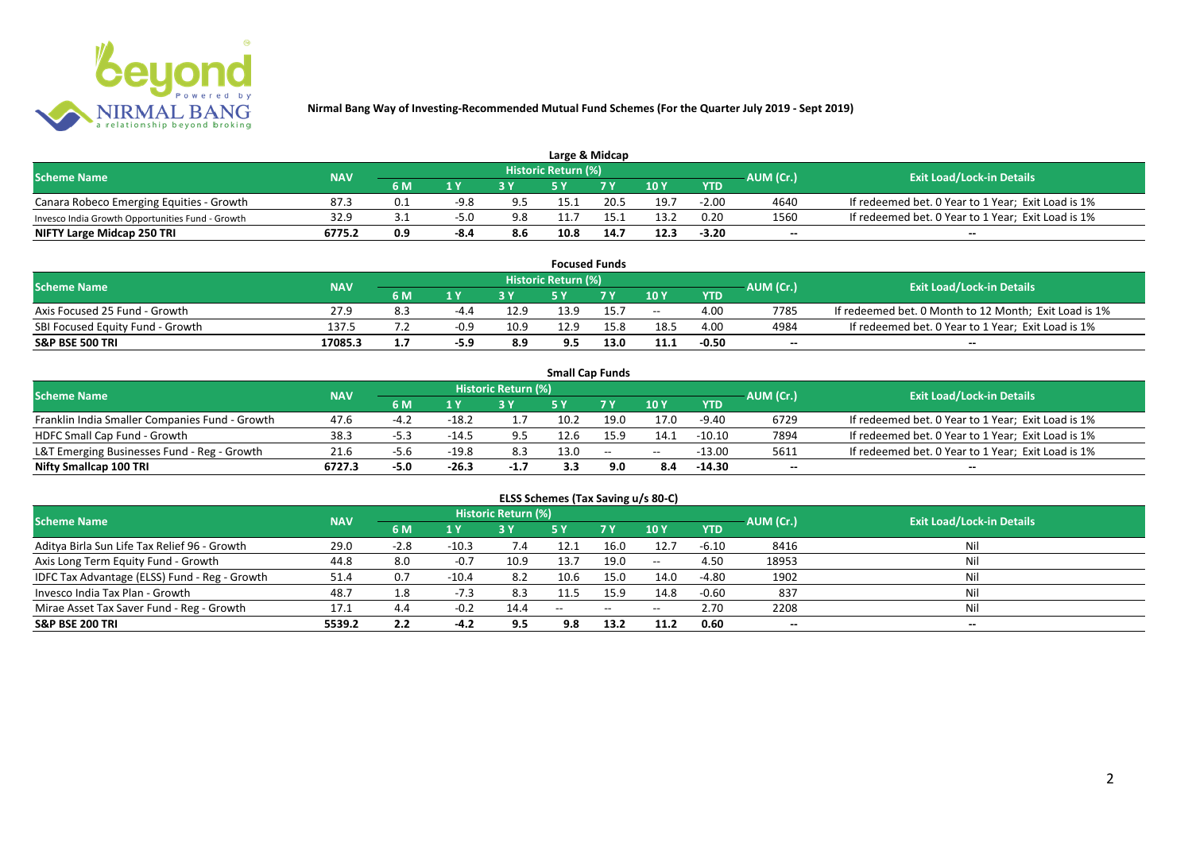**Nirmal Bang Way of Investing-Recommended Mutual Fund Schemes (For the Quarter July 2019 - Sept 2019)**

### Large & Midcap

| Scheme Name | NAV | Historic Return (%) | | | | | | | AUM (Cr.) | Exit Load/Lock-in Details |
|---|---|---|---|---|---|---|---|---|---|---|
| | | 6 M | 1 Y | 3 Y | 5 Y | 7 Y | 10 Y | YTD | | |
| Canara Robeco Emerging Equities - Growth | 87.3 | 0.1 | -9.8 | 9.5 | 15.1 | 20.5 | 19.7 | -2.00 | 4640 | If redeemed bet. 0 Year to 1 Year; Exit Load is 1% |
| Invesco India Growth Opportunities Fund - Growth | 32.9 | 3.1 | -5.0 | 9.8 | 11.7 | 15.1 | 13.2 | 0.20 | 1560 | If redeemed bet. 0 Year to 1 Year; Exit Load is 1% |
| **NIFTY Large Midcap 250 TRI** | **6775.2** | **0.9** | **-8.4** | **8.6** | **10.8** | **14.7** | **12.3** | **-3.20** | -- | -- |

### Focused Funds

| Scheme Name | NAV | Historic Return (%) | | | | | | | AUM (Cr.) | Exit Load/Lock-in Details |
|---|---|---|---|---|---|---|---|---|---|---|
| | | 6 M | 1 Y | 3 Y | 5 Y | 7 Y | 10 Y | YTD | | |
| Axis Focused 25 Fund - Growth | 27.9 | 8.3 | -4.4 | 12.9 | 13.9 | 15.7 | -- | 4.00 | 7785 | If redeemed bet. 0 Month to 12 Month; Exit Load is 1% |
| SBI Focused Equity Fund - Growth | 137.5 | 7.2 | -0.9 | 10.9 | 12.9 | 15.8 | 18.5 | 4.00 | 4984 | If redeemed bet. 0 Year to 1 Year; Exit Load is 1% |
| **S&P BSE 500 TRI** | **17085.3** | **1.7** | **-5.9** | **8.9** | **9.5** | **13.0** | **11.1** | **-0.50** | -- | -- |

### Small Cap Funds

| Scheme Name | NAV | Historic Return (%) | | | | | | | AUM (Cr.) | Exit Load/Lock-in Details |
|---|---|---|---|---|---|---|---|---|---|---|
| | | 6 M | 1 Y | 3 Y | 5 Y | 7 Y | 10 Y | YTD | | |
| Franklin India Smaller Companies Fund - Growth | 47.6 | -4.2 | -18.2 | 1.7 | 10.2 | 19.0 | 17.0 | -9.40 | 6729 | If redeemed bet. 0 Year to 1 Year; Exit Load is 1% |
| HDFC Small Cap Fund - Growth | 38.3 | -5.3 | -14.5 | 9.5 | 12.6 | 15.9 | 14.1 | -10.10 | 7894 | If redeemed bet. 0 Year to 1 Year; Exit Load is 1% |
| L&T Emerging Businesses Fund - Reg - Growth | 21.6 | -5.6 | -19.8 | 8.3 | 13.0 | -- | -- | -13.00 | 5611 | If redeemed bet. 0 Year to 1 Year; Exit Load is 1% |
| **Nifty Smallcap 100 TRI** | **6727.3** | **-5.0** | **-26.3** | **-1.7** | **3.3** | **9.0** | **8.4** | **-14.30** | -- | -- |

### ELSS Schemes (Tax Saving u/s 80-C)

| Scheme Name | NAV | Historic Return (%) | | | | | | | AUM (Cr.) | Exit Load/Lock-in Details |
|---|---|---|---|---|---|---|---|---|---|---|
| | | 6 M | 1 Y | 3 Y | 5 Y | 7 Y | 10 Y | YTD | | |
| Aditya Birla Sun Life Tax Relief 96 - Growth | 29.0 | -2.8 | -10.3 | 7.4 | 12.1 | 16.0 | 12.7 | -6.10 | 8416 | Nil |
| Axis Long Term Equity Fund - Growth | 44.8 | 8.0 | -0.7 | 10.9 | 13.7 | 19.0 | -- | 4.50 | 18953 | Nil |
| IDFC Tax Advantage (ELSS) Fund - Reg - Growth | 51.4 | 0.7 | -10.4 | 8.2 | 10.6 | 15.0 | 14.0 | -4.80 | 1902 | Nil |
| Invesco India Tax Plan - Growth | 48.7 | 1.8 | -7.3 | 8.3 | 11.5 | 15.9 | 14.8 | -0.60 | 837 | Nil |
| Mirae Asset Tax Saver Fund - Reg - Growth | 17.1 | 4.4 | -0.2 | 14.4 | -- | -- | -- | 2.70 | 2208 | Nil |
| **S&P BSE 200 TRI** | **5539.2** | **2.2** | **-4.2** | **9.5** | **9.8** | **13.2** | **11.2** | **0.60** | -- | -- |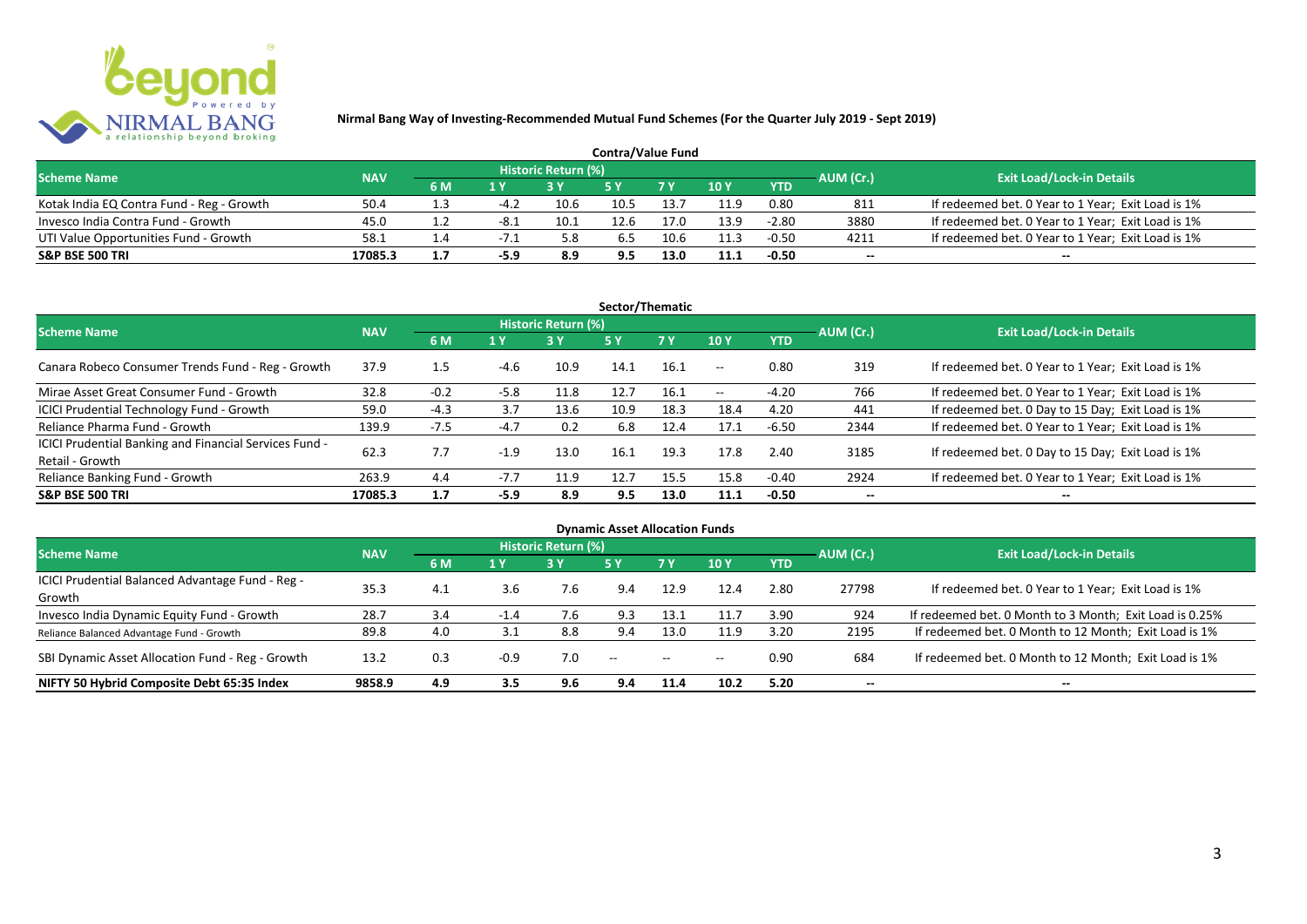**Nirmal Bang Way of Investing-Recommended Mutual Fund Schemes (For the Quarter July 2019 - Sept 2019)**

## Contra/Value Fund

| Scheme Name | NAV | Historic Return (%) | | | | | | | AUM (Cr.) | Exit Load/Lock-in Details |
|---|---|---|---|---|---|---|---|---|---|---|
| | | 6 M | 1 Y | 3 Y | 5 Y | 7 Y | 10 Y | YTD | | |
| Kotak India EQ Contra Fund - Reg - Growth | 50.4 | 1.3 | -4.2 | 10.6 | 10.5 | 13.7 | 11.9 | 0.80 | 811 | If redeemed bet. 0 Year to 1 Year; Exit Load is 1% |
| Invesco India Contra Fund - Growth | 45.0 | 1.2 | -8.1 | 10.1 | 12.6 | 17.0 | 13.9 | -2.80 | 3880 | If redeemed bet. 0 Year to 1 Year; Exit Load is 1% |
| UTI Value Opportunities Fund - Growth | 58.1 | 1.4 | -7.1 | 5.8 | 6.5 | 10.6 | 11.3 | -0.50 | 4211 | If redeemed bet. 0 Year to 1 Year; Exit Load is 1% |
| **S&P BSE 500 TRI** | **17085.3** | **1.7** | **-5.9** | **8.9** | **9.5** | **13.0** | **11.1** | **-0.50** | **--** | **--** |

## Sector/Thematic

| Scheme Name | NAV | Historic Return (%) | | | | | | | AUM (Cr.) | Exit Load/Lock-in Details |
|---|---|---|---|---|---|---|---|---|---|---|
| | | 6 M | 1 Y | 3 Y | 5 Y | 7 Y | 10 Y | YTD | | |
| Canara Robeco Consumer Trends Fund - Reg - Growth | 37.9 | 1.5 | -4.6 | 10.9 | 14.1 | 16.1 | -- | 0.80 | 319 | If redeemed bet. 0 Year to 1 Year; Exit Load is 1% |
| Mirae Asset Great Consumer Fund - Growth | 32.8 | -0.2 | -5.8 | 11.8 | 12.7 | 16.1 | -- | -4.20 | 766 | If redeemed bet. 0 Year to 1 Year; Exit Load is 1% |
| ICICI Prudential Technology Fund - Growth | 59.0 | -4.3 | 3.7 | 13.6 | 10.9 | 18.3 | 18.4 | 4.20 | 441 | If redeemed bet. 0 Day to 15 Day; Exit Load is 1% |
| Reliance Pharma Fund - Growth | 139.9 | -7.5 | -4.7 | 0.2 | 6.8 | 12.4 | 17.1 | -6.50 | 2344 | If redeemed bet. 0 Year to 1 Year; Exit Load is 1% |
| ICICI Prudential Banking and Financial Services Fund - Retail - Growth | 62.3 | 7.7 | -1.9 | 13.0 | 16.1 | 19.3 | 17.8 | 2.40 | 3185 | If redeemed bet. 0 Day to 15 Day; Exit Load is 1% |
| Reliance Banking Fund - Growth | 263.9 | 4.4 | -7.7 | 11.9 | 12.7 | 15.5 | 15.8 | -0.40 | 2924 | If redeemed bet. 0 Year to 1 Year; Exit Load is 1% |
| **S&P BSE 500 TRI** | **17085.3** | **1.7** | **-5.9** | **8.9** | **9.5** | **13.0** | **11.1** | **-0.50** | **--** | **--** |

## Dynamic Asset Allocation Funds

| Scheme Name | NAV | Historic Return (%) | | | | | | | AUM (Cr.) | Exit Load/Lock-in Details |
|---|---|---|---|---|---|---|---|---|---|---|
| | | 6 M | 1 Y | 3 Y | 5 Y | 7 Y | 10 Y | YTD | | |
| ICICI Prudential Balanced Advantage Fund - Reg - Growth | 35.3 | 4.1 | 3.6 | 7.6 | 9.4 | 12.9 | 12.4 | 2.80 | 27798 | If redeemed bet. 0 Year to 1 Year; Exit Load is 1% |
| Invesco India Dynamic Equity Fund - Growth | 28.7 | 3.4 | -1.4 | 7.6 | 9.3 | 13.1 | 11.7 | 3.90 | 924 | If redeemed bet. 0 Month to 3 Month; Exit Load is 0.25% |
| Reliance Balanced Advantage Fund - Growth | 89.8 | 4.0 | 3.1 | 8.8 | 9.4 | 13.0 | 11.9 | 3.20 | 2195 | If redeemed bet. 0 Month to 12 Month; Exit Load is 1% |
| SBI Dynamic Asset Allocation Fund - Reg - Growth | 13.2 | 0.3 | -0.9 | 7.0 | -- | -- | -- | 0.90 | 684 | If redeemed bet. 0 Month to 12 Month; Exit Load is 1% |
| **NIFTY 50 Hybrid Composite Debt 65:35 Index** | **9858.9** | **4.9** | **3.5** | **9.6** | **9.4** | **11.4** | **10.2** | **5.20** | **--** | **--** |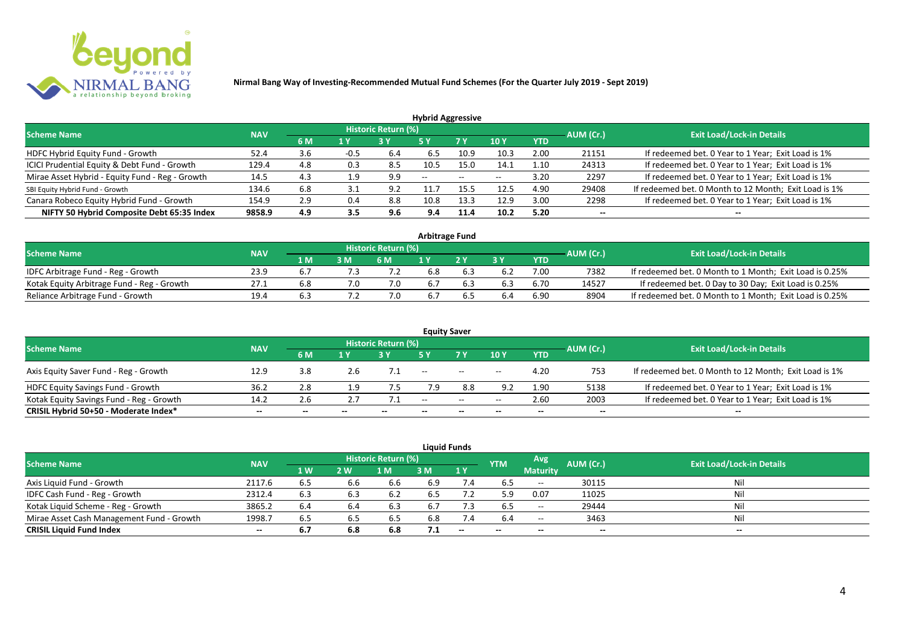**Nirmal Bang Way of Investing-Recommended Mutual Fund Schemes (For the Quarter July 2019 - Sept 2019)**

## Hybrid Aggressive

| Scheme Name | NAV | Historic Return (%) | | | | | | | AUM (Cr.) | Exit Load/Lock-in Details |
|---|---|---|---|---|---|---|---|---|---|---|
| | | 6 M | 1 Y | 3 Y | 5 Y | 7 Y | 10 Y | YTD | | |
| HDFC Hybrid Equity Fund - Growth | 52.4 | 3.6 | -0.5 | 6.4 | 6.5 | 10.9 | 10.3 | 2.00 | 21151 | If redeemed bet. 0 Year to 1 Year; Exit Load is 1% |
| ICICI Prudential Equity & Debt Fund - Growth | 129.4 | 4.8 | 0.3 | 8.5 | 10.5 | 15.0 | 14.1 | 1.10 | 24313 | If redeemed bet. 0 Year to 1 Year; Exit Load is 1% |
| Mirae Asset Hybrid - Equity Fund - Reg - Growth | 14.5 | 4.3 | 1.9 | 9.9 | -- | -- | -- | 3.20 | 2297 | If redeemed bet. 0 Year to 1 Year; Exit Load is 1% |
| SBI Equity Hybrid Fund - Growth | 134.6 | 6.8 | 3.1 | 9.2 | 11.7 | 15.5 | 12.5 | 4.90 | 29408 | If redeemed bet. 0 Month to 12 Month; Exit Load is 1% |
| Canara Robeco Equity Hybrid Fund - Growth | 154.9 | 2.9 | 0.4 | 8.8 | 10.8 | 13.3 | 12.9 | 3.00 | 2298 | If redeemed bet. 0 Year to 1 Year; Exit Load is 1% |
| **NIFTY 50 Hybrid Composite Debt 65:35 Index** | **9858.9** | **4.9** | **3.5** | **9.6** | **9.4** | **11.4** | **10.2** | **5.20** | **--** | **--** |

## Arbitrage Fund

| Scheme Name | NAV | Historic Return (%) | | | | | | | AUM (Cr.) | Exit Load/Lock-in Details |
|---|---|---|---|---|---|---|---|---|---|---|
| | | 1 M | 3 M | 6 M | 1 Y | 2 Y | 3 Y | YTD | | |
| IDFC Arbitrage Fund - Reg - Growth | 23.9 | 6.7 | 7.3 | 7.2 | 6.8 | 6.3 | 6.2 | 7.00 | 7382 | If redeemed bet. 0 Month to 1 Month; Exit Load is 0.25% |
| Kotak Equity Arbitrage Fund - Reg - Growth | 27.1 | 6.8 | 7.0 | 7.0 | 6.7 | 6.3 | 6.3 | 6.70 | 14527 | If redeemed bet. 0 Day to 30 Day; Exit Load is 0.25% |
| Reliance Arbitrage Fund - Growth | 19.4 | 6.3 | 7.2 | 7.0 | 6.7 | 6.5 | 6.4 | 6.90 | 8904 | If redeemed bet. 0 Month to 1 Month; Exit Load is 0.25% |

## Equity Saver

| Scheme Name | NAV | Historic Return (%) | | | | | | | AUM (Cr.) | Exit Load/Lock-in Details |
|---|---|---|---|---|---|---|---|---|---|---|
| | | 6 M | 1 Y | 3 Y | 5 Y | 7 Y | 10 Y | YTD | | |
| Axis Equity Saver Fund - Reg - Growth | 12.9 | 3.8 | 2.6 | 7.1 | -- | -- | -- | 4.20 | 753 | If redeemed bet. 0 Month to 12 Month; Exit Load is 1% |
| HDFC Equity Savings Fund - Growth | 36.2 | 2.8 | 1.9 | 7.5 | 7.9 | 8.8 | 9.2 | 1.90 | 5138 | If redeemed bet. 0 Year to 1 Year; Exit Load is 1% |
| Kotak Equity Savings Fund - Reg - Growth | 14.2 | 2.6 | 2.7 | 7.1 | -- | -- | -- | 2.60 | 2003 | If redeemed bet. 0 Year to 1 Year; Exit Load is 1% |
| **CRISIL Hybrid 50+50 - Moderate Index*** | **--** | **--** | **--** | **--** | **--** | **--** | **--** | **--** | **--** | **--** |

## Liquid Funds

| Scheme Name | NAV | Historic Return (%) | | | | | YTM | Avg Maturity | AUM (Cr.) | Exit Load/Lock-in Details |
|---|---|---|---|---|---|---|---|---|---|---|
| | | 1 W | 2 W | 1 M | 3 M | 1 Y | | | | |
| Axis Liquid Fund - Growth | 2117.6 | 6.5 | 6.6 | 6.6 | 6.9 | 7.4 | 6.5 | -- | 30115 | Nil |
| IDFC Cash Fund - Reg - Growth | 2312.4 | 6.3 | 6.3 | 6.2 | 6.5 | 7.2 | 5.9 | 0.07 | 11025 | Nil |
| Kotak Liquid Scheme - Reg - Growth | 3865.2 | 6.4 | 6.4 | 6.3 | 6.7 | 7.3 | 6.5 | -- | 29444 | Nil |
| Mirae Asset Cash Management Fund - Growth | 1998.7 | 6.5 | 6.5 | 6.5 | 6.8 | 7.4 | 6.4 | -- | 3463 | Nil |
| **CRISIL Liquid Fund Index** | **--** | **6.7** | **6.8** | **6.8** | **7.1** | **--** | **--** | **--** | **--** | **--** |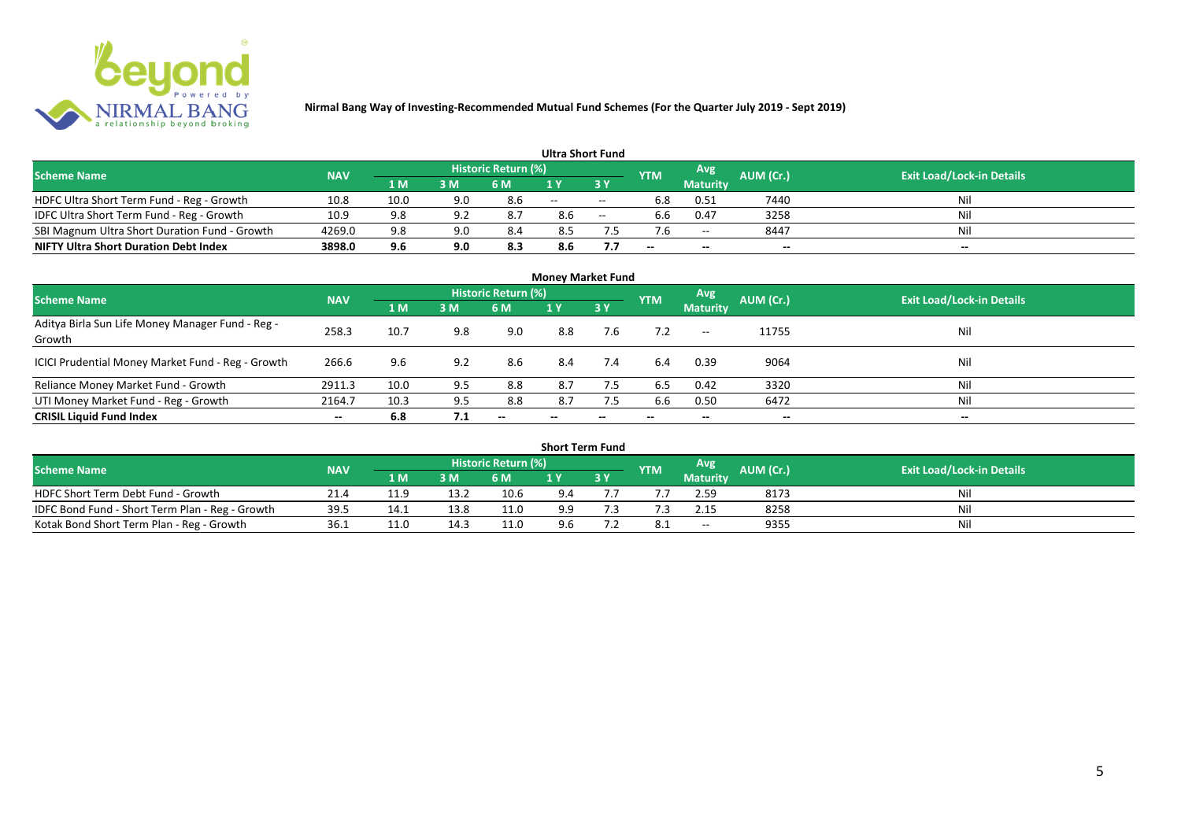**Nirmal Bang Way of Investing-Recommended Mutual Fund Schemes (For the Quarter July 2019 - Sept 2019)**

### Ultra Short Fund

| Scheme Name | NAV | Historic Return (%) | | | | | YTM | Avg Maturity | AUM (Cr.) | Exit Load/Lock-in Details |
|---|---|---|---|---|---|---|---|---|---|---|
| | | 1 M | 3 M | 6 M | 1 Y | 3 Y | | | | |
| HDFC Ultra Short Term Fund - Reg - Growth | 10.8 | 10.0 | 9.0 | 8.6 | -- | -- | 6.8 | 0.51 | 7440 | Nil |
| IDFC Ultra Short Term Fund - Reg - Growth | 10.9 | 9.8 | 9.2 | 8.7 | 8.6 | -- | 6.6 | 0.47 | 3258 | Nil |
| SBI Magnum Ultra Short Duration Fund - Growth | 4269.0 | 9.8 | 9.0 | 8.4 | 8.5 | 7.5 | 7.6 | -- | 8447 | Nil |
| **NIFTY Ultra Short Duration Debt Index** | **3898.0** | **9.6** | **9.0** | **8.3** | **8.6** | **7.7** | **--** | **--** | **--** | **--** |

### Money Market Fund

| Scheme Name | NAV | Historic Return (%) | | | | | YTM | Avg Maturity | AUM (Cr.) | Exit Load/Lock-in Details |
|---|---|---|---|---|---|---|---|---|---|---|
| | | 1 M | 3 M | 6 M | 1 Y | 3 Y | | | | |
| Aditya Birla Sun Life Money Manager Fund - Reg - Growth | 258.3 | 10.7 | 9.8 | 9.0 | 8.8 | 7.6 | 7.2 | -- | 11755 | Nil |
| ICICI Prudential Money Market Fund - Reg - Growth | 266.6 | 9.6 | 9.2 | 8.6 | 8.4 | 7.4 | 6.4 | 0.39 | 9064 | Nil |
| Reliance Money Market Fund - Growth | 2911.3 | 10.0 | 9.5 | 8.8 | 8.7 | 7.5 | 6.5 | 0.42 | 3320 | Nil |
| UTI Money Market Fund - Reg - Growth | 2164.7 | 10.3 | 9.5 | 8.8 | 8.7 | 7.5 | 6.6 | 0.50 | 6472 | Nil |
| **CRISIL Liquid Fund Index** | **--** | **6.8** | **7.1** | **--** | **--** | **--** | **--** | **--** | **--** | **--** |

### Short Term Fund

| Scheme Name | NAV | Historic Return (%) | | | | | YTM | Avg Maturity | AUM (Cr.) | Exit Load/Lock-in Details |
|---|---|---|---|---|---|---|---|---|---|---|
| | | 1 M | 3 M | 6 M | 1 Y | 3 Y | | | | |
| HDFC Short Term Debt Fund - Growth | 21.4 | 11.9 | 13.2 | 10.6 | 9.4 | 7.7 | 7.7 | 2.59 | 8173 | Nil |
| IDFC Bond Fund - Short Term Plan - Reg - Growth | 39.5 | 14.1 | 13.8 | 11.0 | 9.9 | 7.3 | 7.3 | 2.15 | 8258 | Nil |
| Kotak Bond Short Term Plan - Reg - Growth | 36.1 | 11.0 | 14.3 | 11.0 | 9.6 | 7.2 | 8.1 | -- | 9355 | Nil |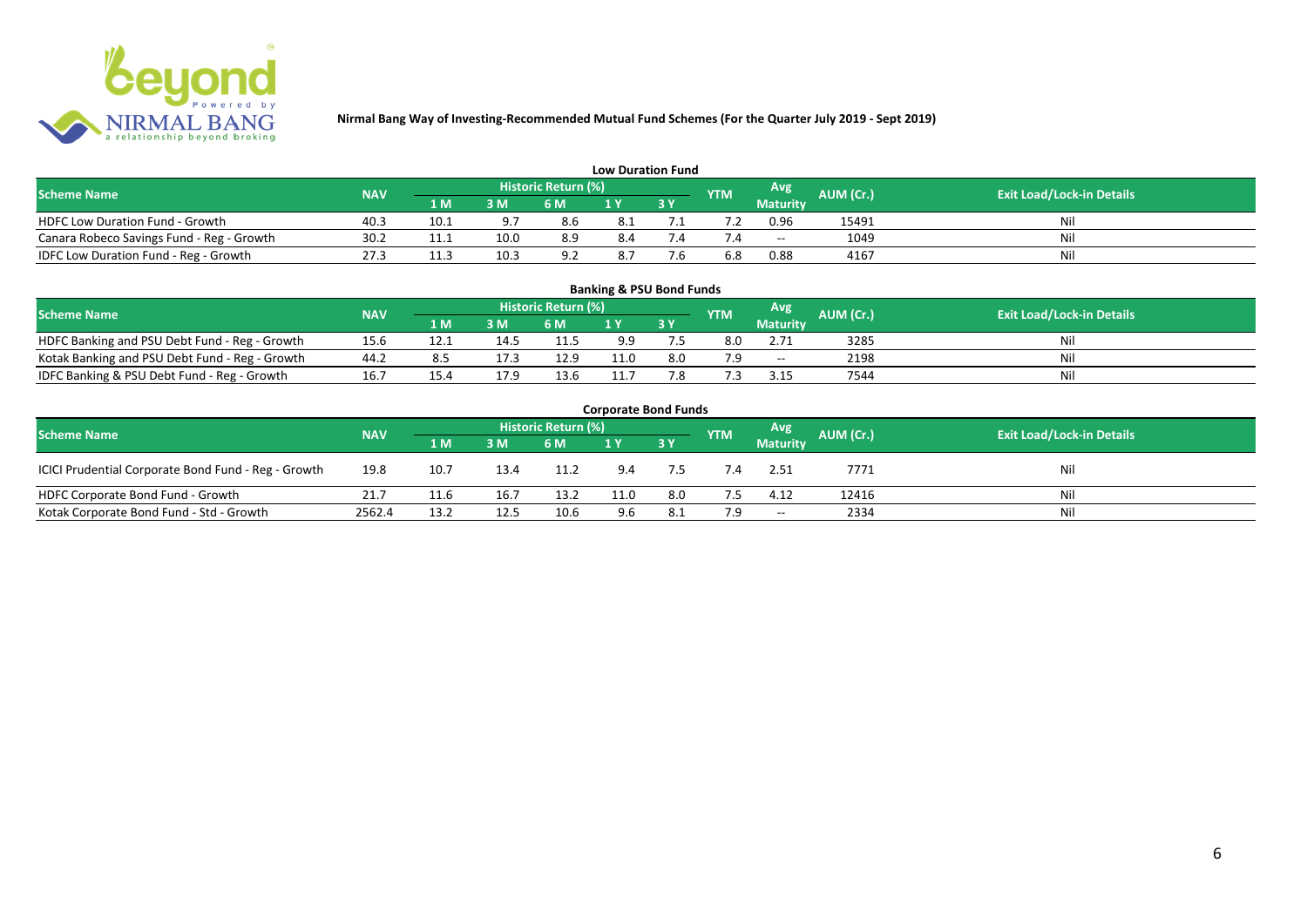**Nirmal Bang Way of Investing-Recommended Mutual Fund Schemes (For the Quarter July 2019 - Sept 2019)**

## Low Duration Fund

| Scheme Name | NAV | Historic Return (%) | | | | | YTM | Avg Maturity | AUM (Cr.) | Exit Load/Lock-in Details |
|---|---|---|---|---|---|---|---|---|---|---|
| | | 1 M | 3 M | 6 M | 1 Y | 3 Y | | | | |
| HDFC Low Duration Fund - Growth | 40.3 | 10.1 | 9.7 | 8.6 | 8.1 | 7.1 | 7.2 | 0.96 | 15491 | Nil |
| Canara Robeco Savings Fund - Reg - Growth | 30.2 | 11.1 | 10.0 | 8.9 | 8.4 | 7.4 | 7.4 | -- | 1049 | Nil |
| IDFC Low Duration Fund - Reg - Growth | 27.3 | 11.3 | 10.3 | 9.2 | 8.7 | 7.6 | 6.8 | 0.88 | 4167 | Nil |

## Banking & PSU Bond Funds

| Scheme Name | NAV | Historic Return (%) | | | | | YTM | Avg Maturity | AUM (Cr.) | Exit Load/Lock-in Details |
|---|---|---|---|---|---|---|---|---|---|---|
| | | 1 M | 3 M | 6 M | 1 Y | 3 Y | | | | |
| HDFC Banking and PSU Debt Fund - Reg - Growth | 15.6 | 12.1 | 14.5 | 11.5 | 9.9 | 7.5 | 8.0 | 2.71 | 3285 | Nil |
| Kotak Banking and PSU Debt Fund - Reg - Growth | 44.2 | 8.5 | 17.3 | 12.9 | 11.0 | 8.0 | 7.9 | -- | 2198 | Nil |
| IDFC Banking & PSU Debt Fund - Reg - Growth | 16.7 | 15.4 | 17.9 | 13.6 | 11.7 | 7.8 | 7.3 | 3.15 | 7544 | Nil |

## Corporate Bond Funds

| Scheme Name | NAV | Historic Return (%) | | | | | YTM | Avg Maturity | AUM (Cr.) | Exit Load/Lock-in Details |
|---|---|---|---|---|---|---|---|---|---|---|
| | | 1 M | 3 M | 6 M | 1 Y | 3 Y | | | | |
| ICICI Prudential Corporate Bond Fund - Reg - Growth | 19.8 | 10.7 | 13.4 | 11.2 | 9.4 | 7.5 | 7.4 | 2.51 | 7771 | Nil |
| HDFC Corporate Bond Fund - Growth | 21.7 | 11.6 | 16.7 | 13.2 | 11.0 | 8.0 | 7.5 | 4.12 | 12416 | Nil |
| Kotak Corporate Bond Fund - Std - Growth | 2562.4 | 13.2 | 12.5 | 10.6 | 9.6 | 8.1 | 7.9 | -- | 2334 | Nil |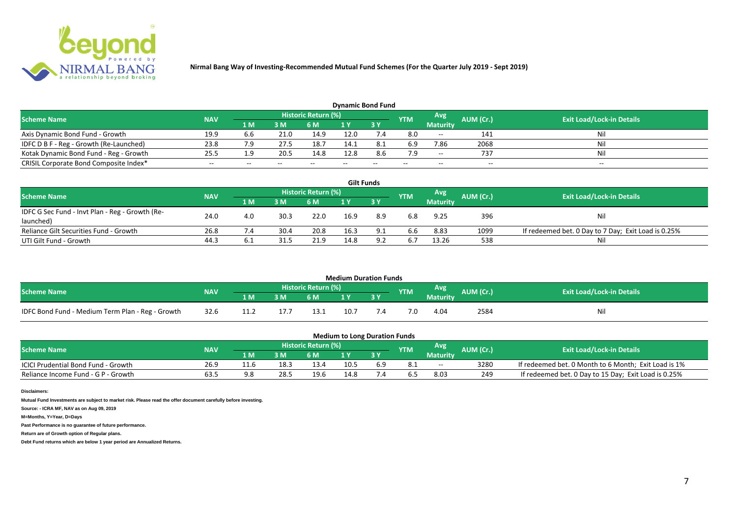**Nirmal Bang Way of Investing-Recommended Mutual Fund Schemes (For the Quarter July 2019 - Sept 2019)**

## Dynamic Bond Fund

| Scheme Name | NAV | Historic Return (%) | | | | | YTM | Avg Maturity | AUM (Cr.) | Exit Load/Lock-in Details |
|---|---|---|---|---|---|---|---|---|---|---|
| | | 1 M | 3 M | 6 M | 1 Y | 3 Y | | | | |
| Axis Dynamic Bond Fund - Growth | 19.9 | 6.6 | 21.0 | 14.9 | 12.0 | 7.4 | 8.0 | -- | 141 | Nil |
| IDFC D B F - Reg - Growth (Re-Launched) | 23.8 | 7.9 | 27.5 | 18.7 | 14.1 | 8.1 | 6.9 | 7.86 | 2068 | Nil |
| Kotak Dynamic Bond Fund - Reg - Growth | 25.5 | 1.9 | 20.5 | 14.8 | 12.8 | 8.6 | 7.9 | -- | 737 | Nil |
| CRISIL Corporate Bond Composite Index* | -- | -- | -- | -- | -- | -- | -- | -- | -- | -- |

## Gilt Funds

| Scheme Name | NAV | Historic Return (%) | | | | | YTM | Avg Maturity | AUM (Cr.) | Exit Load/Lock-in Details |
|---|---|---|---|---|---|---|---|---|---|---|
| | | 1 M | 3 M | 6 M | 1 Y | 3 Y | | | | |
| IDFC G Sec Fund - Invt Plan - Reg - Growth (Re-launched) | 24.0 | 4.0 | 30.3 | 22.0 | 16.9 | 8.9 | 6.8 | 9.25 | 396 | Nil |
| Reliance Gilt Securities Fund - Growth | 26.8 | 7.4 | 30.4 | 20.8 | 16.3 | 9.1 | 6.6 | 8.83 | 1099 | If redeemed bet. 0 Day to 7 Day; Exit Load is 0.25% |
| UTI Gilt Fund - Growth | 44.3 | 6.1 | 31.5 | 21.9 | 14.8 | 9.2 | 6.7 | 13.26 | 538 | Nil |

## Medium Duration Funds

| Scheme Name | NAV | Historic Return (%) | | | | | YTM | Avg Maturity | AUM (Cr.) | Exit Load/Lock-in Details |
|---|---|---|---|---|---|---|---|---|---|---|
| | | 1 M | 3 M | 6 M | 1 Y | 3 Y | | | | |
| IDFC Bond Fund - Medium Term Plan - Reg - Growth | 32.6 | 11.2 | 17.7 | 13.1 | 10.7 | 7.4 | 7.0 | 4.04 | 2584 | Nil |

## Medium to Long Duration Funds

| Scheme Name | NAV | Historic Return (%) | | | | | YTM | Avg Maturity | AUM (Cr.) | Exit Load/Lock-in Details |
|---|---|---|---|---|---|---|---|---|---|---|
| | | 1 M | 3 M | 6 M | 1 Y | 3 Y | | | | |
| ICICI Prudential Bond Fund - Growth | 26.9 | 11.6 | 18.3 | 13.4 | 10.5 | 6.9 | 8.1 | -- | 3280 | If redeemed bet. 0 Month to 6 Month; Exit Load is 1% |
| Reliance Income Fund - G P - Growth | 63.5 | 9.8 | 28.5 | 19.6 | 14.8 | 7.4 | 6.5 | 8.03 | 249 | If redeemed bet. 0 Day to 15 Day; Exit Load is 0.25% |

**Disclaimers:**

**Mutual Fund Investments are subject to market risk. Please read the offer document carefully before investing.**

**Source: - ICRA MF, NAV as on Aug 09, 2019**

**M=Months, Y=Year, D=Days**

**Past Performance is no guarantee of future performance.**

**Return are of Growth option of Regular plans.**

**Debt Fund returns which are below 1 year period are Annualized Returns.**